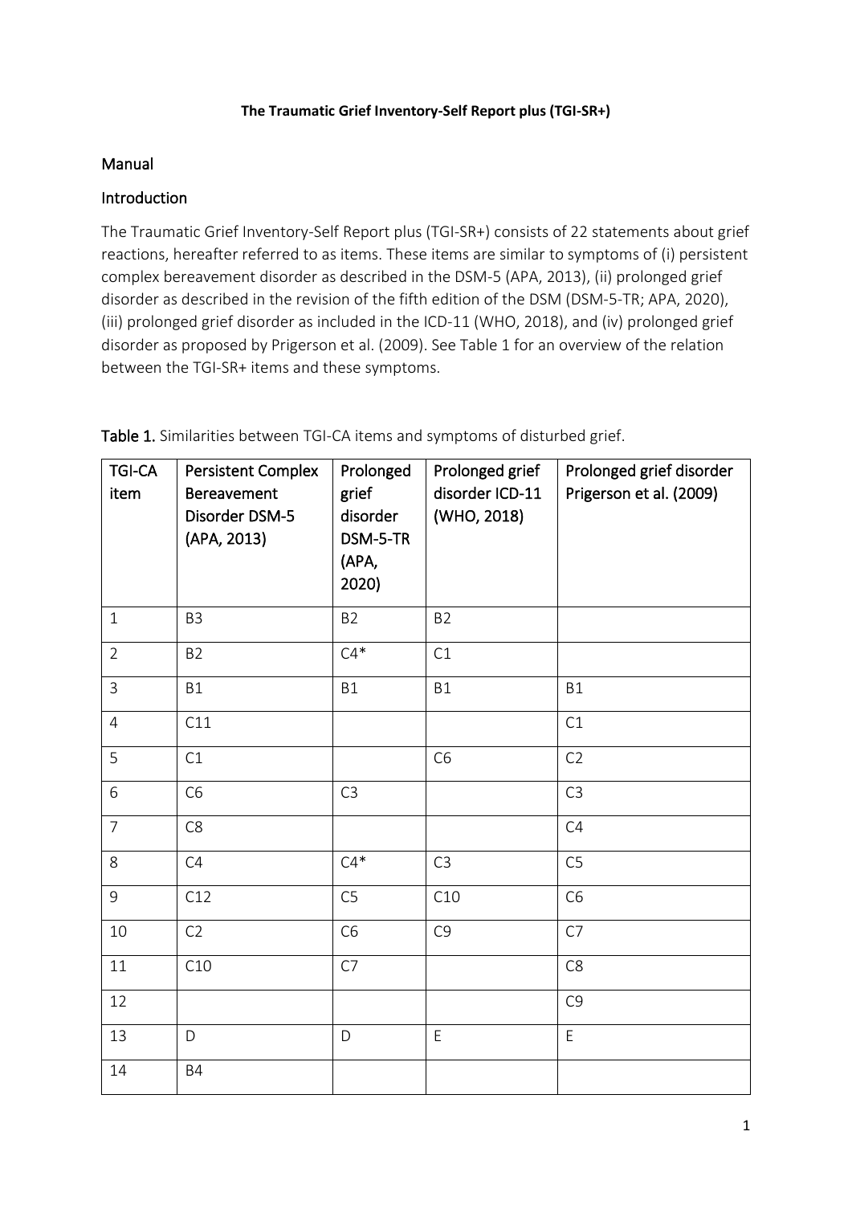**The Traumatic Grief Inventory-Self Report plus (TGI-SR+)**

## Manual

## Introduction

The Traumatic Grief Inventory-Self Report plus (TGI-SR+) consists of 22 statements about grief reactions, hereafter referred to as items. These items are similar to symptoms of (i) persistent complex bereavement disorder as described in the DSM-5 (APA, 2013), (ii) prolonged grief disorder as described in the revision of the fifth edition of the DSM (DSM-5-TR; APA, 2020), (iii) prolonged grief disorder as included in the ICD-11 (WHO, 2018), and (iv) prolonged grief disorder as proposed by Prigerson et al. (2009). See Table 1 for an overview of the relation between the TGI-SR+ items and these symptoms.

**Table 1.** Similarities between TGI-CA items and symptoms of disturbed grief.

| TGI-CA item | Persistent Complex Bereavement Disorder DSM-5 (APA, 2013) | Prolonged grief disorder DSM-5-TR (APA, 2020) | Prolonged grief disorder ICD-11 (WHO, 2018) | Prolonged grief disorder Prigerson et al. (2009) |
|---|---|---|---|---|
| 1 | B3 | B2 | B2 | |
| 2 | B2 | C4* | C1 | |
| 3 | B1 | B1 | B1 | B1 |
| 4 | C11 | | | C1 |
| 5 | C1 | | C6 | C2 |
| 6 | C6 | C3 | | C3 |
| 7 | C8 | | | C4 |
| 8 | C4 | C4* | C3 | C5 |
| 9 | C12 | C5 | C10 | C6 |
| 10 | C2 | C6 | C9 | C7 |
| 11 | C10 | C7 | | C8 |
| 12 | | | | C9 |
| 13 | D | D | E | E |
| 14 | B4 | | | |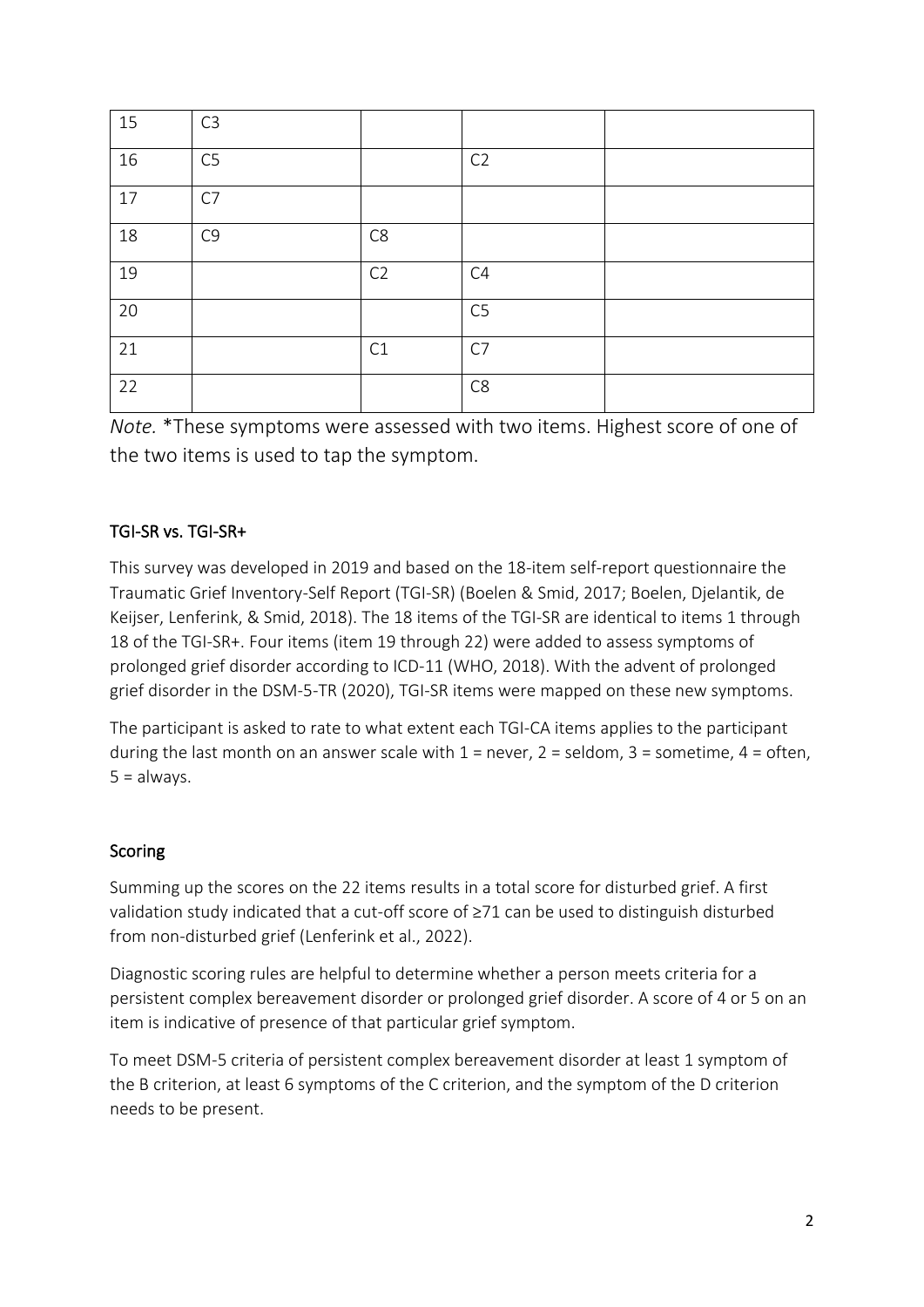| 15 | C3 | | | |
|---|---|---|---|---|
| 16 | C5 | | C2 | |
| 17 | C7 | | | |
| 18 | C9 | C8 | | |
| 19 | | C2 | C4 | |
| 20 | | | C5 | |
| 21 | | C1 | C7 | |
| 22 | | | C8 | |

*Note.* *These symptoms were assessed with two items. Highest score of one of the two items is used to tap the symptom.

## TGI-SR vs. TGI-SR+

This survey was developed in 2019 and based on the 18-item self-report questionnaire the Traumatic Grief Inventory-Self Report (TGI-SR) (Boelen & Smid, 2017; Boelen, Djelantik, de Keijser, Lenferink, & Smid, 2018). The 18 items of the TGI-SR are identical to items 1 through 18 of the TGI-SR+. Four items (item 19 through 22) were added to assess symptoms of prolonged grief disorder according to ICD-11 (WHO, 2018). With the advent of prolonged grief disorder in the DSM-5-TR (2020), TGI-SR items were mapped on these new symptoms.

The participant is asked to rate to what extent each TGI-CA items applies to the participant during the last month on an answer scale with 1 = never, 2 = seldom, 3 = sometime, 4 = often, 5 = always.

## Scoring

Summing up the scores on the 22 items results in a total score for disturbed grief. A first validation study indicated that a cut-off score of ≥71 can be used to distinguish disturbed from non-disturbed grief (Lenferink et al., 2022).

Diagnostic scoring rules are helpful to determine whether a person meets criteria for a persistent complex bereavement disorder or prolonged grief disorder. A score of 4 or 5 on an item is indicative of presence of that particular grief symptom.

To meet DSM-5 criteria of persistent complex bereavement disorder at least 1 symptom of the B criterion, at least 6 symptoms of the C criterion, and the symptom of the D criterion needs to be present.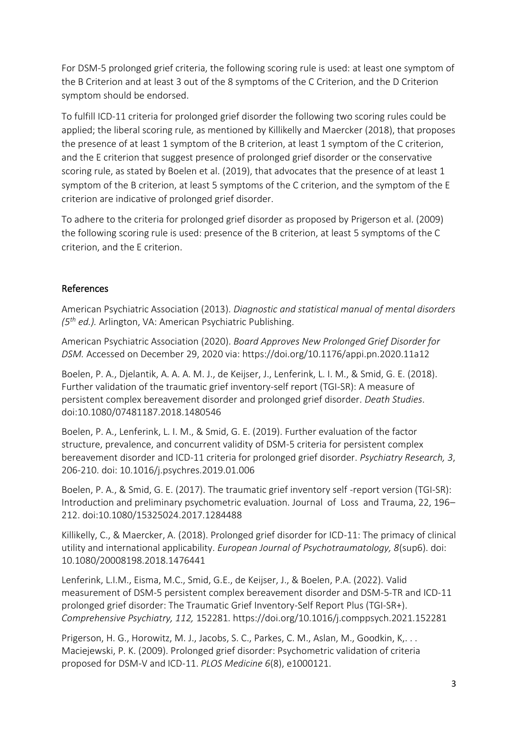For DSM-5 prolonged grief criteria, the following scoring rule is used: at least one symptom of the B Criterion and at least 3 out of the 8 symptoms of the C Criterion, and the D Criterion symptom should be endorsed.

To fulfill ICD-11 criteria for prolonged grief disorder the following two scoring rules could be applied; the liberal scoring rule, as mentioned by Killikelly and Maercker (2018), that proposes the presence of at least 1 symptom of the B criterion, at least 1 symptom of the C criterion, and the E criterion that suggest presence of prolonged grief disorder or the conservative scoring rule, as stated by Boelen et al. (2019), that advocates that the presence of at least 1 symptom of the B criterion, at least 5 symptoms of the C criterion, and the symptom of the E criterion are indicative of prolonged grief disorder.

To adhere to the criteria for prolonged grief disorder as proposed by Prigerson et al. (2009) the following scoring rule is used: presence of the B criterion, at least 5 symptoms of the C criterion, and the E criterion.

## References

American Psychiatric Association (2013). *Diagnostic and statistical manual of mental disorders (5th ed.).* Arlington, VA: American Psychiatric Publishing.

American Psychiatric Association (2020). *Board Approves New Prolonged Grief Disorder for DSM.* Accessed on December 29, 2020 via: https://doi.org/10.1176/appi.pn.2020.11a12

Boelen, P. A., Djelantik, A. A. A. M. J., de Keijser, J., Lenferink, L. I. M., & Smid, G. E. (2018). Further validation of the traumatic grief inventory-self report (TGI-SR): A measure of persistent complex bereavement disorder and prolonged grief disorder. *Death Studies*. doi:10.1080/07481187.2018.1480546

Boelen, P. A., Lenferink, L. I. M., & Smid, G. E. (2019). Further evaluation of the factor structure, prevalence, and concurrent validity of DSM-5 criteria for persistent complex bereavement disorder and ICD-11 criteria for prolonged grief disorder. *Psychiatry Research, 3*, 206-210. doi: 10.1016/j.psychres.2019.01.006

Boelen, P. A., & Smid, G. E. (2017). The traumatic grief inventory self -report version (TGI-SR): Introduction and preliminary psychometric evaluation. Journal of Loss and Trauma, 22, 196–212. doi:10.1080/15325024.2017.1284488

Killikelly, C., & Maercker, A. (2018). Prolonged grief disorder for ICD-11: The primacy of clinical utility and international applicability. *European Journal of Psychotraumatology, 8*(sup6). doi: 10.1080/20008198.2018.1476441

Lenferink, L.I.M., Eisma, M.C., Smid, G.E., de Keijser, J., & Boelen, P.A. (2022). Valid measurement of DSM-5 persistent complex bereavement disorder and DSM-5-TR and ICD-11 prolonged grief disorder: The Traumatic Grief Inventory-Self Report Plus (TGI-SR+). *Comprehensive Psychiatry, 112,* 152281. https://doi.org/10.1016/j.comppsych.2021.152281

Prigerson, H. G., Horowitz, M. J., Jacobs, S. C., Parkes, C. M., Aslan, M., Goodkin, K,. . . Maciejewski, P. K. (2009). Prolonged grief disorder: Psychometric validation of criteria proposed for DSM-V and ICD-11. *PLOS Medicine 6*(8), e1000121.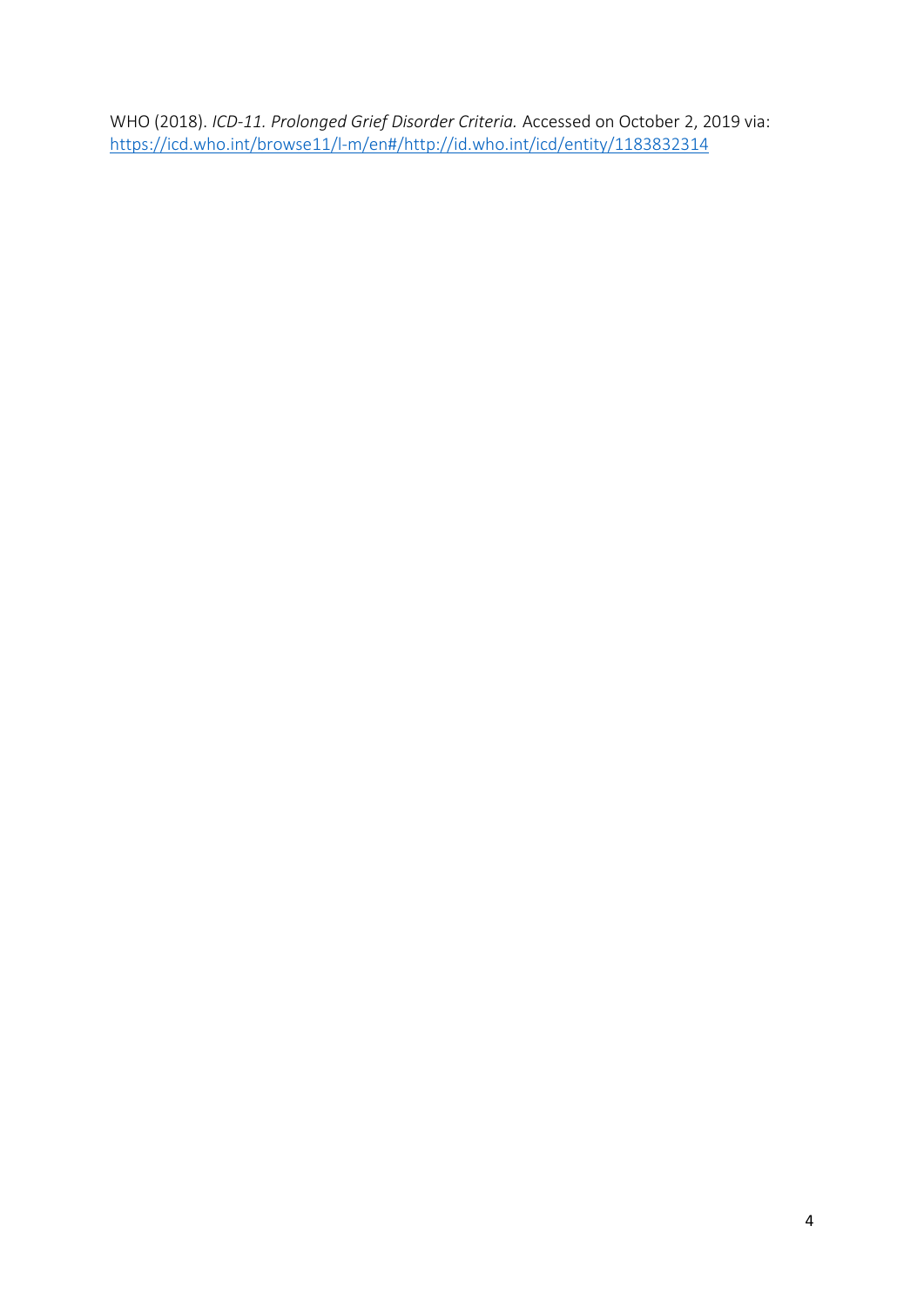WHO (2018). *ICD-11. Prolonged Grief Disorder Criteria.* Accessed on October 2, 2019 via: https://icd.who.int/browse11/l-m/en#/http://id.who.int/icd/entity/1183832314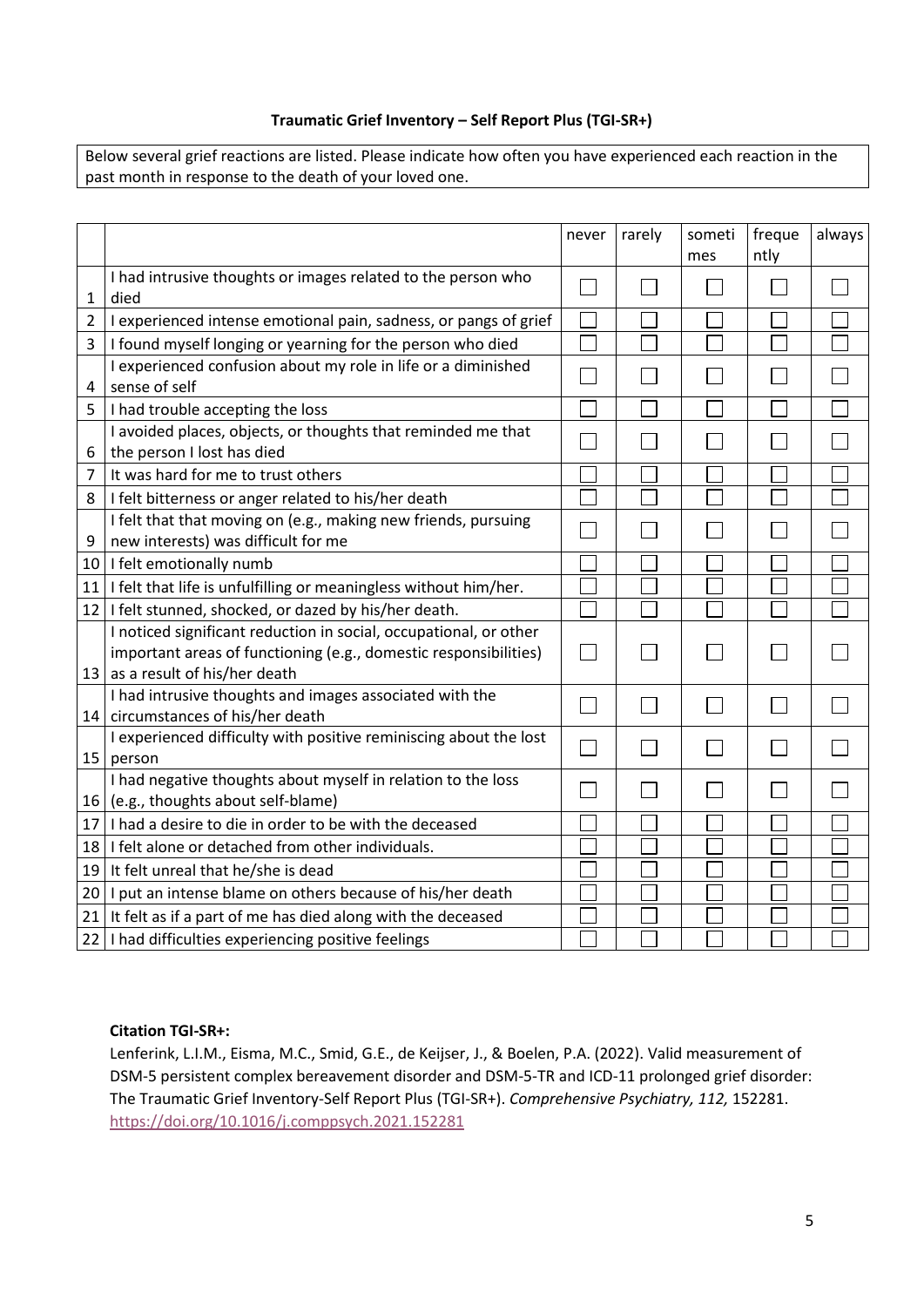**Traumatic Grief Inventory – Self Report Plus (TGI-SR+)**

Below several grief reactions are listed. Please indicate how often you have experienced each reaction in the past month in response to the death of your loved one.

| | | never | rarely | sometimes | frequently | always |
|---|---|---|---|---|---|---|
| 1 | I had intrusive thoughts or images related to the person who died | ☐ | ☐ | ☐ | ☐ | ☐ |
| 2 | I experienced intense emotional pain, sadness, or pangs of grief | ☐ | ☐ | ☐ | ☐ | ☐ |
| 3 | I found myself longing or yearning for the person who died | ☐ | ☐ | ☐ | ☐ | ☐ |
| 4 | I experienced confusion about my role in life or a diminished sense of self | ☐ | ☐ | ☐ | ☐ | ☐ |
| 5 | I had trouble accepting the loss | ☐ | ☐ | ☐ | ☐ | ☐ |
| 6 | I avoided places, objects, or thoughts that reminded me that the person I lost has died | ☐ | ☐ | ☐ | ☐ | ☐ |
| 7 | It was hard for me to trust others | ☐ | ☐ | ☐ | ☐ | ☐ |
| 8 | I felt bitterness or anger related to his/her death | ☐ | ☐ | ☐ | ☐ | ☐ |
| 9 | I felt that that moving on (e.g., making new friends, pursuing new interests) was difficult for me | ☐ | ☐ | ☐ | ☐ | ☐ |
| 10 | I felt emotionally numb | ☐ | ☐ | ☐ | ☐ | ☐ |
| 11 | I felt that life is unfulfilling or meaningless without him/her. | ☐ | ☐ | ☐ | ☐ | ☐ |
| 12 | I felt stunned, shocked, or dazed by his/her death. | ☐ | ☐ | ☐ | ☐ | ☐ |
| 13 | I noticed significant reduction in social, occupational, or other important areas of functioning (e.g., domestic responsibilities) as a result of his/her death | ☐ | ☐ | ☐ | ☐ | ☐ |
| 14 | I had intrusive thoughts and images associated with the circumstances of his/her death | ☐ | ☐ | ☐ | ☐ | ☐ |
| 15 | I experienced difficulty with positive reminiscing about the lost person | ☐ | ☐ | ☐ | ☐ | ☐ |
| 16 | I had negative thoughts about myself in relation to the loss (e.g., thoughts about self-blame) | ☐ | ☐ | ☐ | ☐ | ☐ |
| 17 | I had a desire to die in order to be with the deceased | ☐ | ☐ | ☐ | ☐ | ☐ |
| 18 | I felt alone or detached from other individuals. | ☐ | ☐ | ☐ | ☐ | ☐ |
| 19 | It felt unreal that he/she is dead | ☐ | ☐ | ☐ | ☐ | ☐ |
| 20 | I put an intense blame on others because of his/her death | ☐ | ☐ | ☐ | ☐ | ☐ |
| 21 | It felt as if a part of me has died along with the deceased | ☐ | ☐ | ☐ | ☐ | ☐ |
| 22 | I had difficulties experiencing positive feelings | ☐ | ☐ | ☐ | ☐ | ☐ |

**Citation TGI-SR+:**

Lenferink, L.I.M., Eisma, M.C., Smid, G.E., de Keijser, J., & Boelen, P.A. (2022). Valid measurement of DSM-5 persistent complex bereavement disorder and DSM-5-TR and ICD-11 prolonged grief disorder: The Traumatic Grief Inventory-Self Report Plus (TGI-SR+). *Comprehensive Psychiatry, 112,* 152281. https://doi.org/10.1016/j.comppsych.2021.152281